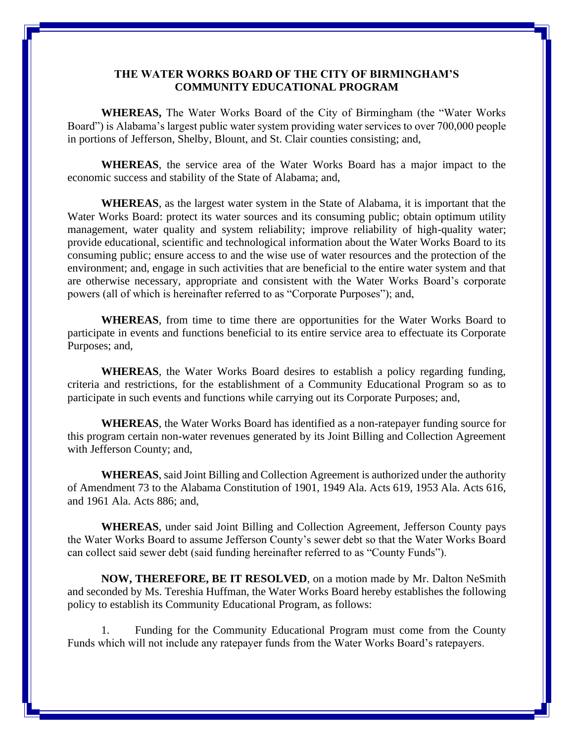# THE WATER WORKS BOARD OF THE CITY OF BIRMINGHAM'S COMMUNITY EDUCATIONAL PROGRAM

**WHEREAS,** The Water Works Board of the City of Birmingham (the "Water Works Board") is Alabama's largest public water system providing water services to over 700,000 people in portions of Jefferson, Shelby, Blount, and St. Clair counties consisting; and,

**WHEREAS**, the service area of the Water Works Board has a major impact to the economic success and stability of the State of Alabama; and,

**WHEREAS**, as the largest water system in the State of Alabama, it is important that the Water Works Board: protect its water sources and its consuming public; obtain optimum utility management, water quality and system reliability; improve reliability of high-quality water; provide educational, scientific and technological information about the Water Works Board to its consuming public; ensure access to and the wise use of water resources and the protection of the environment; and, engage in such activities that are beneficial to the entire water system and that are otherwise necessary, appropriate and consistent with the Water Works Board's corporate powers (all of which is hereinafter referred to as "Corporate Purposes"); and,

**WHEREAS**, from time to time there are opportunities for the Water Works Board to participate in events and functions beneficial to its entire service area to effectuate its Corporate Purposes; and,

**WHEREAS**, the Water Works Board desires to establish a policy regarding funding, criteria and restrictions, for the establishment of a Community Educational Program so as to participate in such events and functions while carrying out its Corporate Purposes; and,

**WHEREAS**, the Water Works Board has identified as a non-ratepayer funding source for this program certain non-water revenues generated by its Joint Billing and Collection Agreement with Jefferson County; and,

**WHEREAS**, said Joint Billing and Collection Agreement is authorized under the authority of Amendment 73 to the Alabama Constitution of 1901, 1949 Ala. Acts 619, 1953 Ala. Acts 616, and 1961 Ala. Acts 886; and,

**WHEREAS**, under said Joint Billing and Collection Agreement, Jefferson County pays the Water Works Board to assume Jefferson County's sewer debt so that the Water Works Board can collect said sewer debt (said funding hereinafter referred to as "County Funds").

**NOW, THEREFORE, BE IT RESOLVED**, on a motion made by Mr. Dalton NeSmith and seconded by Ms. Tereshia Huffman, the Water Works Board hereby establishes the following policy to establish its Community Educational Program, as follows:

1. Funding for the Community Educational Program must come from the County Funds which will not include any ratepayer funds from the Water Works Board's ratepayers.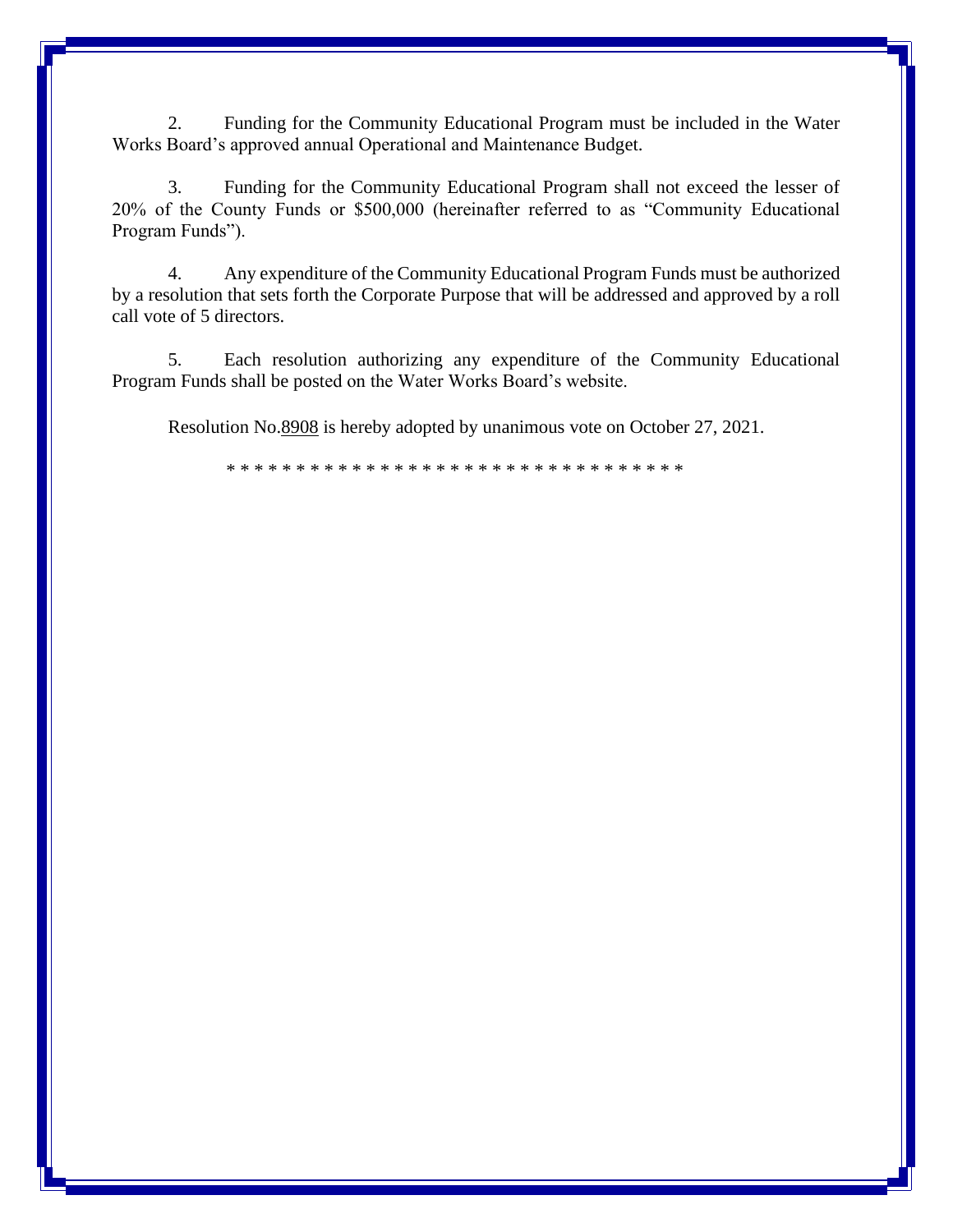2. Funding for the Community Educational Program must be included in the Water Works Board's approved annual Operational and Maintenance Budget.

3. Funding for the Community Educational Program shall not exceed the lesser of 20% of the County Funds or $500,000 (hereinafter referred to as "Community Educational Program Funds").

4. Any expenditure of the Community Educational Program Funds must be authorized by a resolution that sets forth the Corporate Purpose that will be addressed and approved by a roll call vote of 5 directors.

5. Each resolution authorizing any expenditure of the Community Educational Program Funds shall be posted on the Water Works Board's website.

Resolution No.8908 is hereby adopted by unanimous vote on October 27, 2021.

* * * * * * * * * * * * * * * * * * * * * * * * * * * * * * * * *